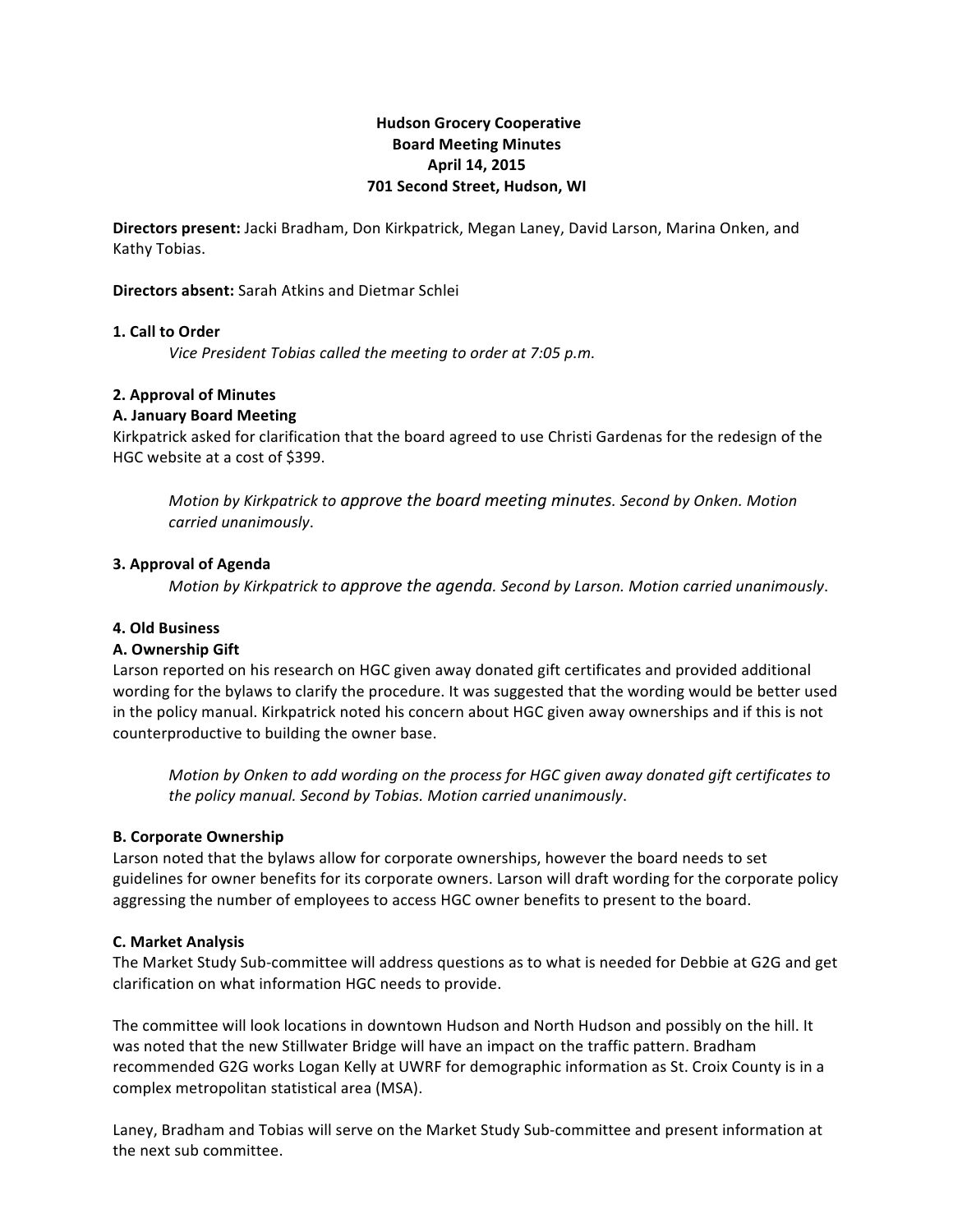**Hudson Grocery Cooperative**
**Board Meeting Minutes**
**April 14, 2015**
**701 Second Street, Hudson, WI**

**Directors present:** Jacki Bradham, Don Kirkpatrick, Megan Laney, David Larson, Marina Onken, and Kathy Tobias.

**Directors absent:** Sarah Atkins and Dietmar Schlei

**1. Call to Order**

*Vice President Tobias called the meeting to order at 7:05 p.m.*

**2. Approval of Minutes**

**A. January Board Meeting**

Kirkpatrick asked for clarification that the board agreed to use Christi Gardenas for the redesign of the HGC website at a cost of $399.

*Motion by Kirkpatrick to approve the board meeting minutes. Second by Onken. Motion carried unanimously.*

**3. Approval of Agenda**

*Motion by Kirkpatrick to approve the agenda. Second by Larson. Motion carried unanimously.*

**4. Old Business**

**A. Ownership Gift**

Larson reported on his research on HGC given away donated gift certificates and provided additional wording for the bylaws to clarify the procedure. It was suggested that the wording would be better used in the policy manual. Kirkpatrick noted his concern about HGC given away ownerships and if this is not counterproductive to building the owner base.

*Motion by Onken to add wording on the process for HGC given away donated gift certificates to the policy manual. Second by Tobias. Motion carried unanimously.*

**B. Corporate Ownership**

Larson noted that the bylaws allow for corporate ownerships, however the board needs to set guidelines for owner benefits for its corporate owners. Larson will draft wording for the corporate policy aggressing the number of employees to access HGC owner benefits to present to the board.

**C. Market Analysis**

The Market Study Sub-committee will address questions as to what is needed for Debbie at G2G and get clarification on what information HGC needs to provide.

The committee will look locations in downtown Hudson and North Hudson and possibly on the hill. It was noted that the new Stillwater Bridge will have an impact on the traffic pattern. Bradham recommended G2G works Logan Kelly at UWRF for demographic information as St. Croix County is in a complex metropolitan statistical area (MSA).

Laney, Bradham and Tobias will serve on the Market Study Sub-committee and present information at the next sub committee.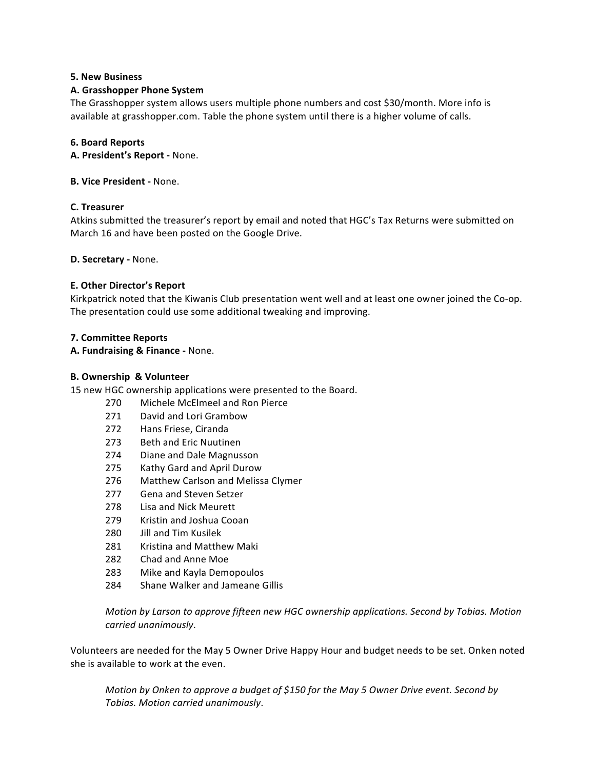**5. New Business**

**A. Grasshopper Phone System**

The Grasshopper system allows users multiple phone numbers and cost $30/month. More info is available at grasshopper.com. Table the phone system until there is a higher volume of calls.

**6. Board Reports**

**A. President's Report -** None.

**B. Vice President -** None.

**C. Treasurer**

Atkins submitted the treasurer's report by email and noted that HGC's Tax Returns were submitted on March 16 and have been posted on the Google Drive.

**D. Secretary -** None.

**E. Other Director's Report**

Kirkpatrick noted that the Kiwanis Club presentation went well and at least one owner joined the Co-op. The presentation could use some additional tweaking and improving.

**7. Committee Reports**

**A. Fundraising & Finance -** None.

**B. Ownership & Volunteer**

15 new HGC ownership applications were presented to the Board.

- 270 Michele McElmeel and Ron Pierce
- 271 David and Lori Grambow
- 272 Hans Friese, Ciranda
- 273 Beth and Eric Nuutinen
- 274 Diane and Dale Magnusson
- 275 Kathy Gard and April Durow
- 276 Matthew Carlson and Melissa Clymer
- 277 Gena and Steven Setzer
- 278 Lisa and Nick Meurett
- 279 Kristin and Joshua Cooan
- 280 Jill and Tim Kusilek
- 281 Kristina and Matthew Maki
- 282 Chad and Anne Moe
- 283 Mike and Kayla Demopoulos
- 284 Shane Walker and Jameane Gillis

*Motion by Larson to approve fifteen new HGC ownership applications. Second by Tobias. Motion carried unanimously*.

Volunteers are needed for the May 5 Owner Drive Happy Hour and budget needs to be set. Onken noted she is available to work at the even.

*Motion by Onken to approve a budget of $150 for the May 5 Owner Drive event. Second by Tobias. Motion carried unanimously*.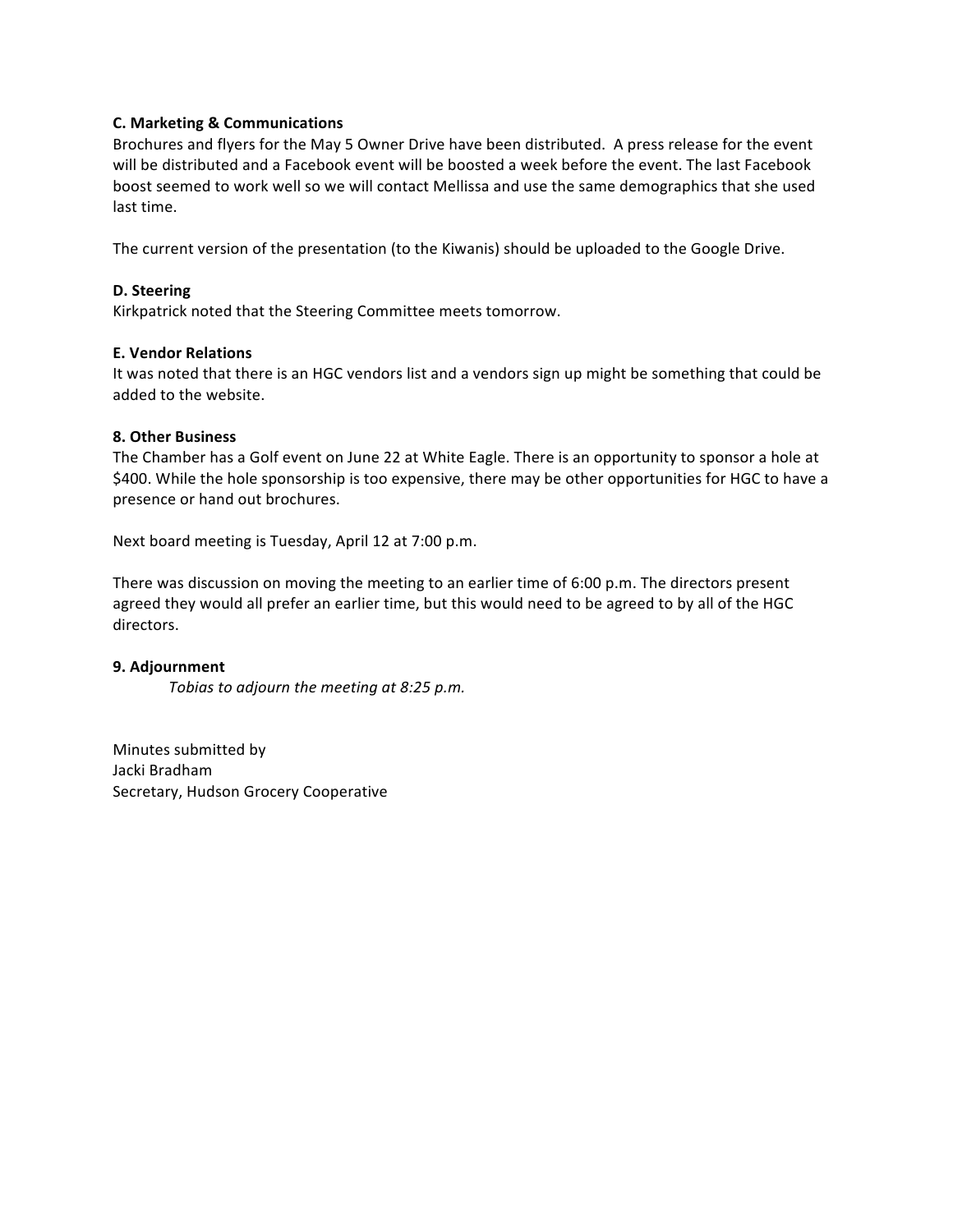**C. Marketing & Communications**

Brochures and flyers for the May 5 Owner Drive have been distributed. A press release for the event will be distributed and a Facebook event will be boosted a week before the event. The last Facebook boost seemed to work well so we will contact Mellissa and use the same demographics that she used last time.

The current version of the presentation (to the Kiwanis) should be uploaded to the Google Drive.

**D. Steering**

Kirkpatrick noted that the Steering Committee meets tomorrow.

**E. Vendor Relations**

It was noted that there is an HGC vendors list and a vendors sign up might be something that could be added to the website.

**8. Other Business**

The Chamber has a Golf event on June 22 at White Eagle. There is an opportunity to sponsor a hole at $400. While the hole sponsorship is too expensive, there may be other opportunities for HGC to have a presence or hand out brochures.

Next board meeting is Tuesday, April 12 at 7:00 p.m.

There was discussion on moving the meeting to an earlier time of 6:00 p.m. The directors present agreed they would all prefer an earlier time, but this would need to be agreed to by all of the HGC directors.

**9. Adjournment**

*Tobias to adjourn the meeting at 8:25 p.m.*

Minutes submitted by
Jacki Bradham
Secretary, Hudson Grocery Cooperative